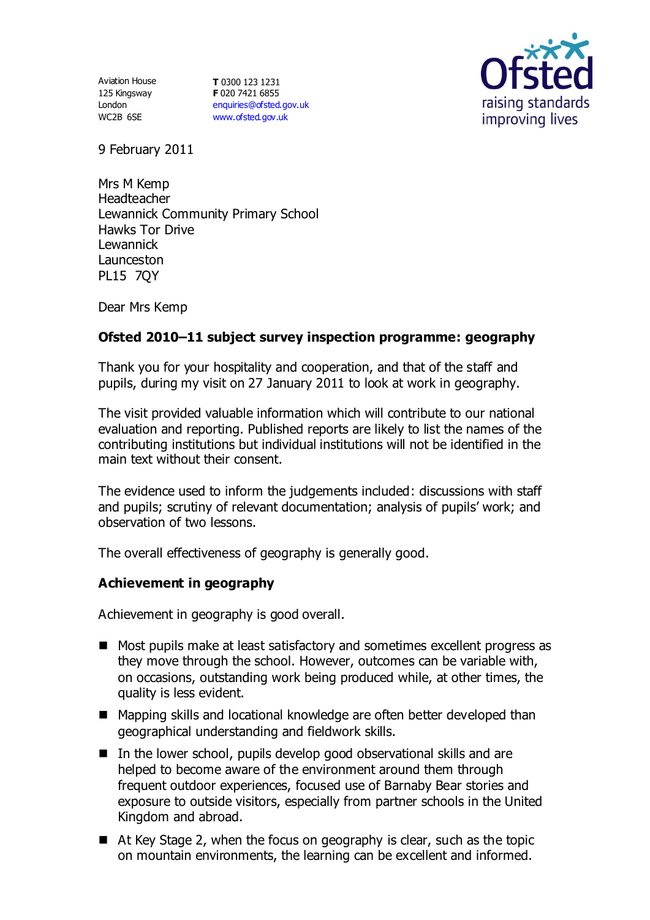Aviation House
125 Kingsway
London
WC2B 6SE

**T** 0300 123 1231
**F** 020 7421 6855
enquiries@ofsted.gov.uk
www.ofsted.gov.uk

Ofsted
raising standards
improving lives

9 February 2011

Mrs M Kemp
Headteacher
Lewannick Community Primary School
Hawks Tor Drive
Lewannick
Launceston
PL15 7QY

Dear Mrs Kemp

**Ofsted 2010–11 subject survey inspection programme: geography**

Thank you for your hospitality and cooperation, and that of the staff and pupils, during my visit on 27 January 2011 to look at work in geography.

The visit provided valuable information which will contribute to our national evaluation and reporting. Published reports are likely to list the names of the contributing institutions but individual institutions will not be identified in the main text without their consent.

The evidence used to inform the judgements included: discussions with staff and pupils; scrutiny of relevant documentation; analysis of pupils' work; and observation of two lessons.

The overall effectiveness of geography is generally good.

## Achievement in geography

Achievement in geography is good overall.

- Most pupils make at least satisfactory and sometimes excellent progress as they move through the school. However, outcomes can be variable with, on occasions, outstanding work being produced while, at other times, the quality is less evident.
- Mapping skills and locational knowledge are often better developed than geographical understanding and fieldwork skills.
- In the lower school, pupils develop good observational skills and are helped to become aware of the environment around them through frequent outdoor experiences, focused use of Barnaby Bear stories and exposure to outside visitors, especially from partner schools in the United Kingdom and abroad.
- At Key Stage 2, when the focus on geography is clear, such as the topic on mountain environments, the learning can be excellent and informed.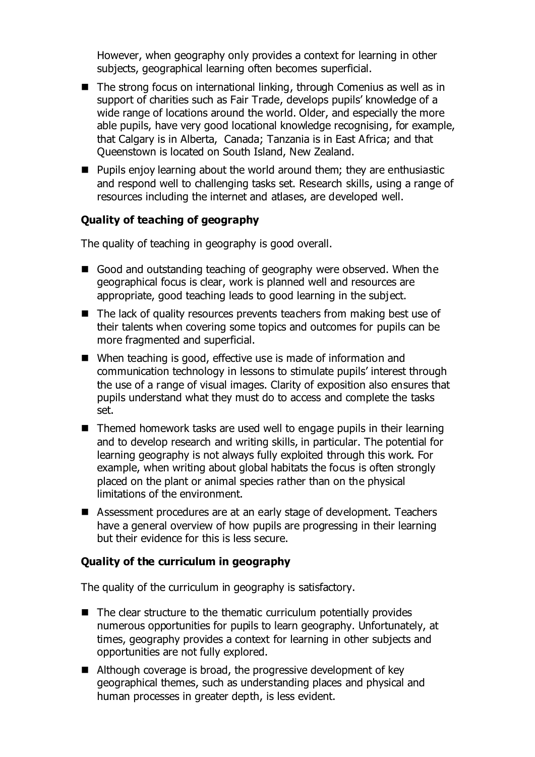However, when geography only provides a context for learning in other subjects, geographical learning often becomes superficial.

- The strong focus on international linking, through Comenius as well as in support of charities such as Fair Trade, develops pupils' knowledge of a wide range of locations around the world. Older, and especially the more able pupils, have very good locational knowledge recognising, for example, that Calgary is in Alberta, Canada; Tanzania is in East Africa; and that Queenstown is located on South Island, New Zealand.
- Pupils enjoy learning about the world around them; they are enthusiastic and respond well to challenging tasks set. Research skills, using a range of resources including the internet and atlases, are developed well.

**Quality of teaching of geography**

The quality of teaching in geography is good overall.

- Good and outstanding teaching of geography were observed. When the geographical focus is clear, work is planned well and resources are appropriate, good teaching leads to good learning in the subject.
- The lack of quality resources prevents teachers from making best use of their talents when covering some topics and outcomes for pupils can be more fragmented and superficial.
- When teaching is good, effective use is made of information and communication technology in lessons to stimulate pupils' interest through the use of a range of visual images. Clarity of exposition also ensures that pupils understand what they must do to access and complete the tasks set.
- Themed homework tasks are used well to engage pupils in their learning and to develop research and writing skills, in particular. The potential for learning geography is not always fully exploited through this work. For example, when writing about global habitats the focus is often strongly placed on the plant or animal species rather than on the physical limitations of the environment.
- Assessment procedures are at an early stage of development. Teachers have a general overview of how pupils are progressing in their learning but their evidence for this is less secure.

**Quality of the curriculum in geography**

The quality of the curriculum in geography is satisfactory.

- The clear structure to the thematic curriculum potentially provides numerous opportunities for pupils to learn geography. Unfortunately, at times, geography provides a context for learning in other subjects and opportunities are not fully explored.
- Although coverage is broad, the progressive development of key geographical themes, such as understanding places and physical and human processes in greater depth, is less evident.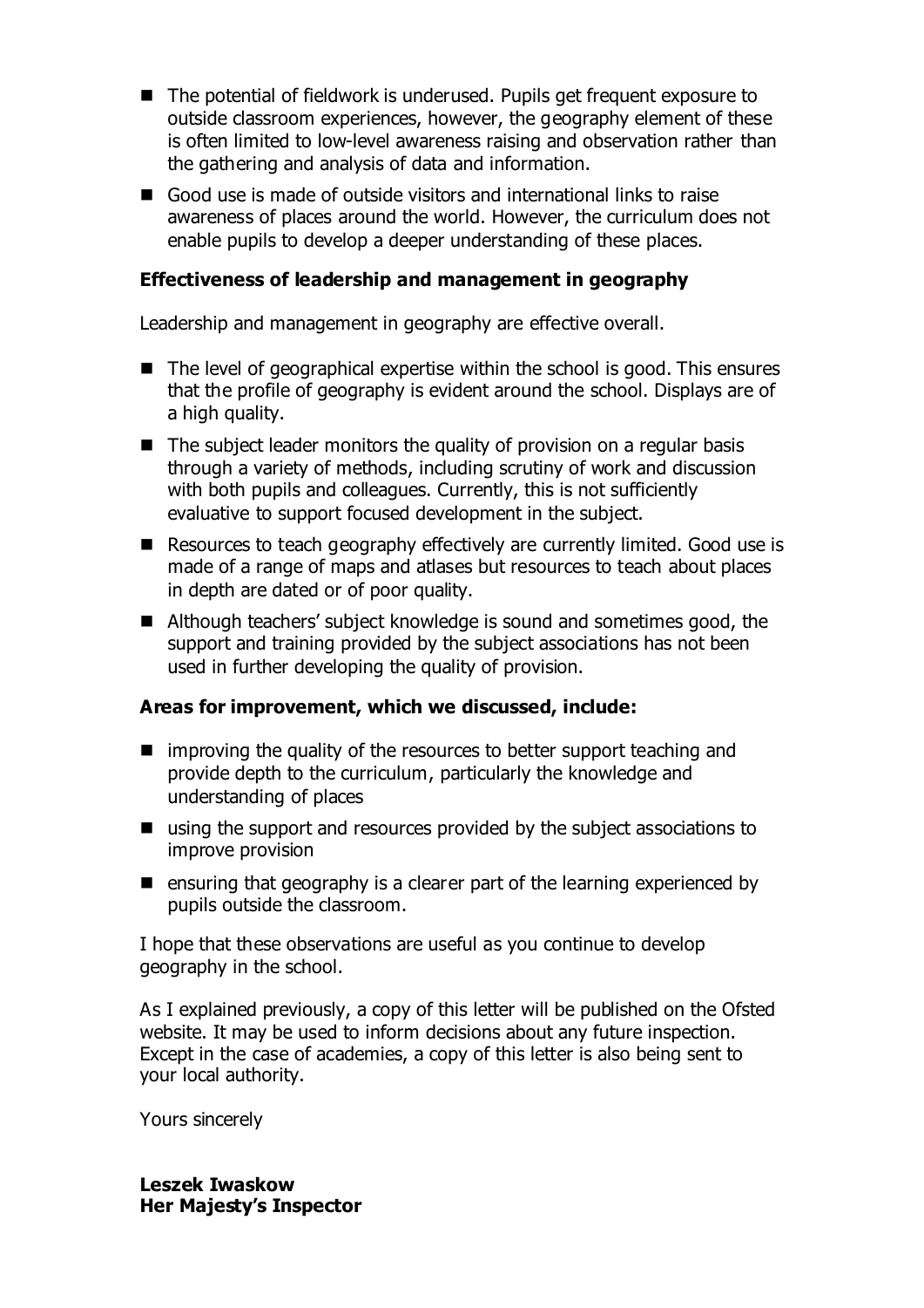- The potential of fieldwork is underused. Pupils get frequent exposure to outside classroom experiences, however, the geography element of these is often limited to low-level awareness raising and observation rather than the gathering and analysis of data and information.
- Good use is made of outside visitors and international links to raise awareness of places around the world. However, the curriculum does not enable pupils to develop a deeper understanding of these places.

**Effectiveness of leadership and management in geography**

Leadership and management in geography are effective overall.

- The level of geographical expertise within the school is good. This ensures that the profile of geography is evident around the school. Displays are of a high quality.
- The subject leader monitors the quality of provision on a regular basis through a variety of methods, including scrutiny of work and discussion with both pupils and colleagues. Currently, this is not sufficiently evaluative to support focused development in the subject.
- Resources to teach geography effectively are currently limited. Good use is made of a range of maps and atlases but resources to teach about places in depth are dated or of poor quality.
- Although teachers' subject knowledge is sound and sometimes good, the support and training provided by the subject associations has not been used in further developing the quality of provision.

**Areas for improvement, which we discussed, include:**

- improving the quality of the resources to better support teaching and provide depth to the curriculum, particularly the knowledge and understanding of places
- using the support and resources provided by the subject associations to improve provision
- ensuring that geography is a clearer part of the learning experienced by pupils outside the classroom.

I hope that these observations are useful as you continue to develop geography in the school.

As I explained previously, a copy of this letter will be published on the Ofsted website. It may be used to inform decisions about any future inspection. Except in the case of academies, a copy of this letter is also being sent to your local authority.

Yours sincerely

**Leszek Iwaskow**
**Her Majesty's Inspector**